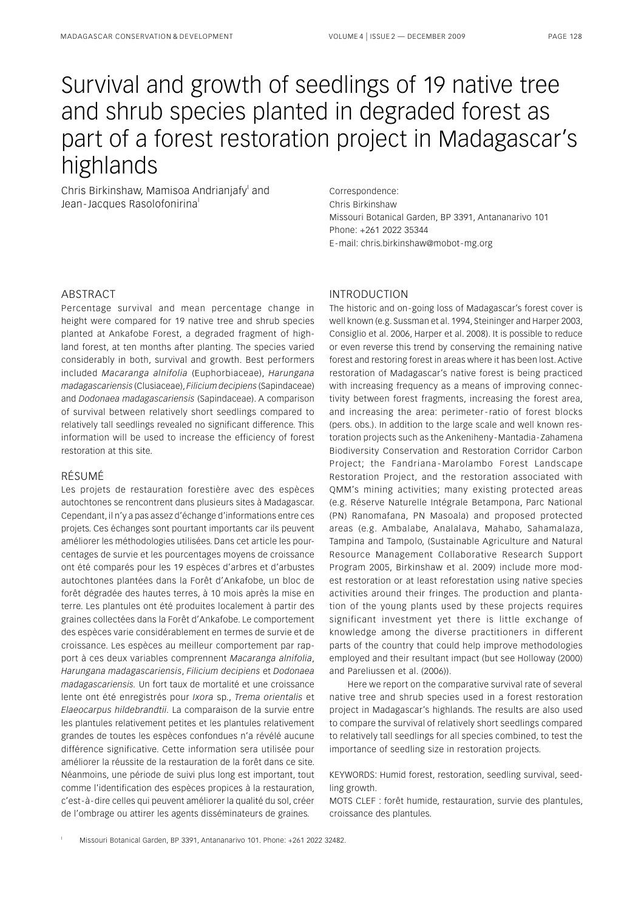# Survival and growth of seedlings of 19 native tree and shrub species planted in degraded forest as part of a forest restoration project in Madagascar's highlands

Chris Birkinshaw, Mamisoa Andrianjafy[I] and Jean-Jacques Rasolofonirina[I]

Correspondence:
Chris Birkinshaw
Missouri Botanical Garden, BP 3391, Antananarivo 101
Phone: +261 2022 35344
E-mail: chris.birkinshaw@mobot-mg.org

## ABSTRACT

Percentage survival and mean percentage change in height were compared for 19 native tree and shrub species planted at Ankafobe Forest, a degraded fragment of highland forest, at ten months after planting. The species varied considerably in both, survival and growth. Best performers included *Macaranga alnifolia* (Euphorbiaceae), *Harungana madagascariensis* (Clusiaceae), *Filicium decipiens* (Sapindaceae) and *Dodonaea madagascariensis* (Sapindaceae). A comparison of survival between relatively short seedlings compared to relatively tall seedlings revealed no significant difference. This information will be used to increase the efficiency of forest restoration at this site.

## RÉSUMÉ

Les projets de restauration forestière avec des espèces autochtones se rencontrent dans plusieurs sites à Madagascar. Cependant, il n'y a pas assez d'échange d'informations entre ces projets. Ces échanges sont pourtant importants car ils peuvent améliorer les méthodologies utilisées. Dans cet article les pourcentages de survie et les pourcentages moyens de croissance ont été comparés pour les 19 espèces d'arbres et d'arbustes autochtones plantées dans la Forêt d'Ankafobe, un bloc de forêt dégradée des hautes terres, à 10 mois après la mise en terre. Les plantules ont été produites localement à partir des graines collectées dans la Forêt d'Ankafobe. Le comportement des espèces varie considérablement en termes de survie et de croissance. Les espèces au meilleur comportement par rapport à ces deux variables comprennent *Macaranga alnifolia*, *Harungana madagascariensis*, *Filicium decipiens* et *Dodonaea madagascariensis.* Un fort taux de mortalité et une croissance lente ont été enregistrés pour *Ixora* sp., *Trema orientalis* et *Elaeocarpus hildebrandtii.* La comparaison de la survie entre les plantules relativement petites et les plantules relativement grandes de toutes les espèces confondues n'a révélé aucune différence significative. Cette information sera utilisée pour améliorer la réussite de la restauration de la forêt dans ce site. Néanmoins, une période de suivi plus long est important, tout comme l'identification des espèces propices à la restauration, c'est-à-dire celles qui peuvent améliorer la qualité du sol, créer de l'ombrage ou attirer les agents disséminateurs de graines.

## INTRODUCTION

The historic and on-going loss of Madagascar's forest cover is well known (e.g. Sussman et al. 1994, Steininger and Harper 2003, Consiglio et al. 2006, Harper et al. 2008). It is possible to reduce or even reverse this trend by conserving the remaining native forest and restoring forest in areas where it has been lost. Active restoration of Madagascar's native forest is being practiced with increasing frequency as a means of improving connectivity between forest fragments, increasing the forest area, and increasing the area: perimeter-ratio of forest blocks (pers. obs.). In addition to the large scale and well known restoration projects such as the Ankeniheny-Mantadia-Zahamena Biodiversity Conservation and Restoration Corridor Carbon Project; the Fandriana-Marolambo Forest Landscape Restoration Project, and the restoration associated with QMM's mining activities; many existing protected areas (e.g. Réserve Naturelle Intégrale Betampona, Parc National (PN) Ranomafana, PN Masoala) and proposed protected areas (e.g. Ambalabe, Analalava, Mahabo, Sahamalaza, Tampina and Tampolo, (Sustainable Agriculture and Natural Resource Management Collaborative Research Support Program 2005, Birkinshaw et al. 2009) include more modest restoration or at least reforestation using native species activities around their fringes. The production and plantation of the young plants used by these projects requires significant investment yet there is little exchange of knowledge among the diverse practitioners in different parts of the country that could help improve methodologies employed and their resultant impact (but see Holloway (2000) and Pareliussen et al. (2006)).

Here we report on the comparative survival rate of several native tree and shrub species used in a forest restoration project in Madagascar's highlands. The results are also used to compare the survival of relatively short seedlings compared to relatively tall seedlings for all species combined, to test the importance of seedling size in restoration projects.

KEYWORDS: Humid forest, restoration, seedling survival, seedling growth.

MOTS CLEF : forêt humide, restauration, survie des plantules, croissance des plantules.

[I] Missouri Botanical Garden, BP 3391, Antananarivo 101. Phone: +261 2022 32482.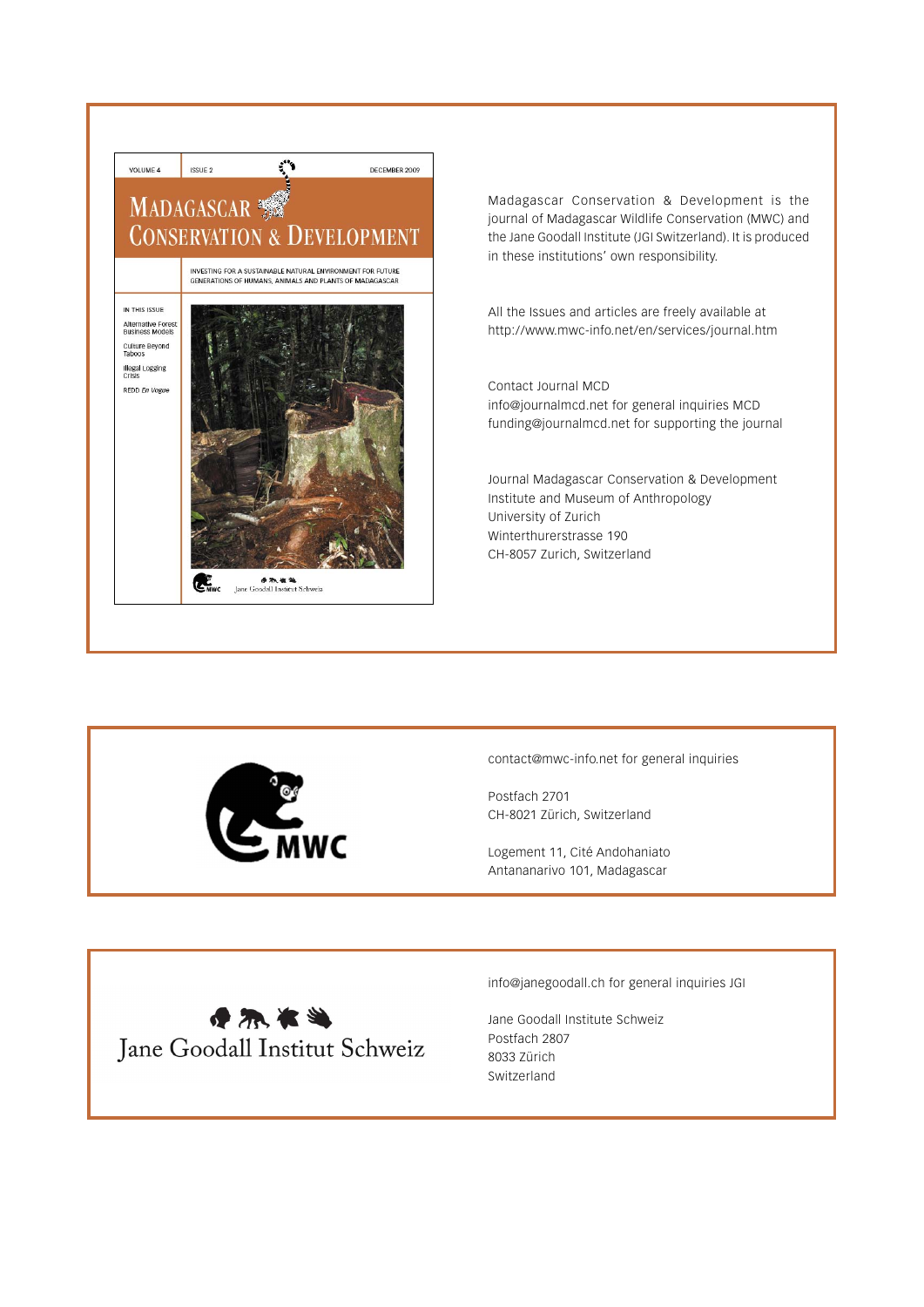Madagascar Conservation & Development is the journal of Madagascar Wildlife Conservation (MWC) and the Jane Goodall Institute (JGI Switzerland). It is produced in these institutions' own responsibility.

All the Issues and articles are freely available at http://www.mwc-info.net/en/services/journal.htm

Contact Journal MCD
info@journalmcd.net for general inquiries MCD
funding@journalmcd.net for supporting the journal

Journal Madagascar Conservation & Development
Institute and Museum of Anthropology
University of Zurich
Winterthurerstrasse 190
CH-8057 Zurich, Switzerland

contact@mwc-info.net for general inquiries

Postfach 2701
CH-8021 Zürich, Switzerland

Logement 11, Cité Andohaniato
Antananarivo 101, Madagascar

info@janegoodall.ch for general inquiries JGI

Jane Goodall Institute Schweiz
Postfach 2807
8033 Zürich
Switzerland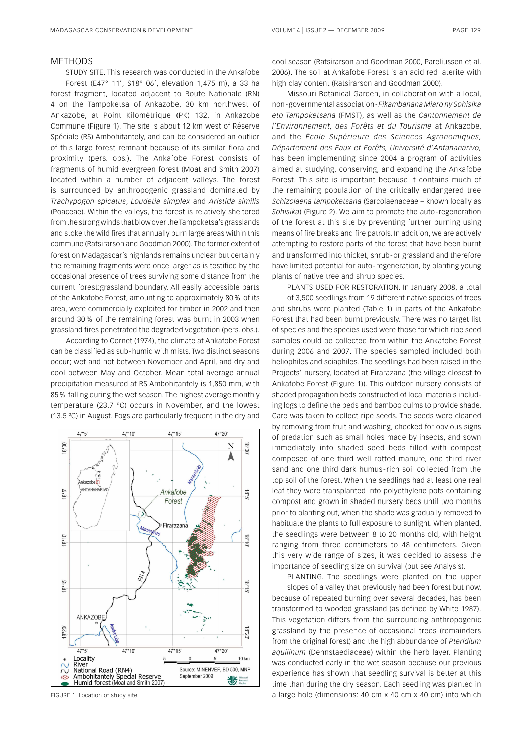## METHODS

STUDY SITE. This research was conducted in the Ankafobe Forest (E47° 11', S18° 06', elevation 1,475 m), a 33 ha forest fragment, located adjacent to Route Nationale (RN) 4 on the Tampoketsa of Ankazobe, 30 km northwest of Ankazobe, at Point Kilométrique (PK) 132, in Ankazobe Commune (Figure 1). The site is about 12 km west of Réserve Spéciale (RS) Ambohitantely, and can be considered an outlier of this large forest remnant because of its similar flora and proximity (pers. obs.). The Ankafobe Forest consists of fragments of humid evergreen forest (Moat and Smith 2007) located within a number of adjacent valleys. The forest is surrounded by anthropogenic grassland dominated by *Trachypogon spicatus*, *Loudetia simplex* and *Aristida similis* (Poaceae). Within the valleys, the forest is relatively sheltered from the strong winds that blow over the Tampoketsa's grasslands and stoke the wild fires that annually burn large areas within this commune (Ratsirarson and Goodman 2000). The former extent of forest on Madagascar's highlands remains unclear but certainly the remaining fragments were once larger as is testified by the occasional presence of trees surviving some distance from the current forest:grassland boundary. All easily accessible parts of the Ankafobe Forest, amounting to approximately 80 % of its area, were commercially exploited for timber in 2002 and then around 30 % of the remaining forest was burnt in 2003 when grassland fires penetrated the degraded vegetation (pers. obs.).

According to Cornet (1974), the climate at Ankafobe Forest can be classified as sub-humid with mists. Two distinct seasons occur; wet and hot between November and April, and dry and cool between May and October. Mean total average annual precipitation measured at RS Ambohitantely is 1,850 mm, with 85 % falling during the wet season. The highest average monthly temperature (23.7 °C) occurs in November, and the lowest (13.5 °C) in August. Fogs are particularly frequent in the dry and cool season (Ratsirarson and Goodman 2000, Pareliussen et al. 2006). The soil at Ankafobe Forest is an acid red laterite with high clay content (Ratsirarson and Goodman 2000).

FIGURE 1. Location of study site.

Missouri Botanical Garden, in collaboration with a local, non-governmental association - *Fikambanana Miaro ny Sohisika eto Tampoketsana* (FMST), as well as the *Cantonnement de l'Environnement, des Forêts et du Tourisme* at Ankazobe, and the *École Supérieure des Sciences Agronomiques, Département des Eaux et Forêts, Université d'Antananarivo,* has been implementing since 2004 a program of activities aimed at studying, conserving, and expanding the Ankafobe Forest. This site is important because it contains much of the remaining population of the critically endangered tree *Schizolaena tampoketsana* (Sarcolaenaceae – known locally as *Sohisika*) (Figure 2). We aim to promote the auto-regeneration of the forest at this site by preventing further burning using means of fire breaks and fire patrols. In addition, we are actively attempting to restore parts of the forest that have been burnt and transformed into thicket, shrub-or grassland and therefore have limited potential for auto-regeneration, by planting young plants of native tree and shrub species.

PLANTS USED FOR RESTORATION. In January 2008, a total of 3,500 seedlings from 19 different native species of trees and shrubs were planted (Table 1) in parts of the Ankafobe Forest that had been burnt previously. There was no target list of species and the species used were those for which ripe seed samples could be collected from within the Ankafobe Forest during 2006 and 2007. The species sampled included both heliophiles and sciaphiles. The seedlings had been raised in the Projects' nursery, located at Firarazana (the village closest to Ankafobe Forest (Figure 1)). This outdoor nursery consists of shaded propagation beds constructed of local materials including logs to define the beds and bamboo culms to provide shade. Care was taken to collect ripe seeds. The seeds were cleaned by removing from fruit and washing, checked for obvious signs of predation such as small holes made by insects, and sown immediately into shaded seed beds filled with compost composed of one third well rotted manure, one third river sand and one third dark humus-rich soil collected from the top soil of the forest. When the seedlings had at least one real leaf they were transplanted into polyethylene pots containing compost and grown in shaded nursery beds until two months prior to planting out, when the shade was gradually removed to habituate the plants to full exposure to sunlight. When planted, the seedlings were between 8 to 20 months old, with height ranging from three centimeters to 48 centimeters. Given this very wide range of sizes, it was decided to assess the importance of seedling size on survival (but see Analysis).

PLANTING. The seedlings were planted on the upper slopes of a valley that previously had been forest but now, because of repeated burning over several decades, has been transformed to wooded grassland (as defined by White 1987). This vegetation differs from the surrounding anthropogenic grassland by the presence of occasional trees (remainders from the original forest) and the high abundance of *Pteridium aquilinum* (Dennstaediaceae) within the herb layer. Planting was conducted early in the wet season because our previous experience has shown that seedling survival is better at this time than during the dry season. Each seedling was planted in a large hole (dimensions: 40 cm x 40 cm x 40 cm) into which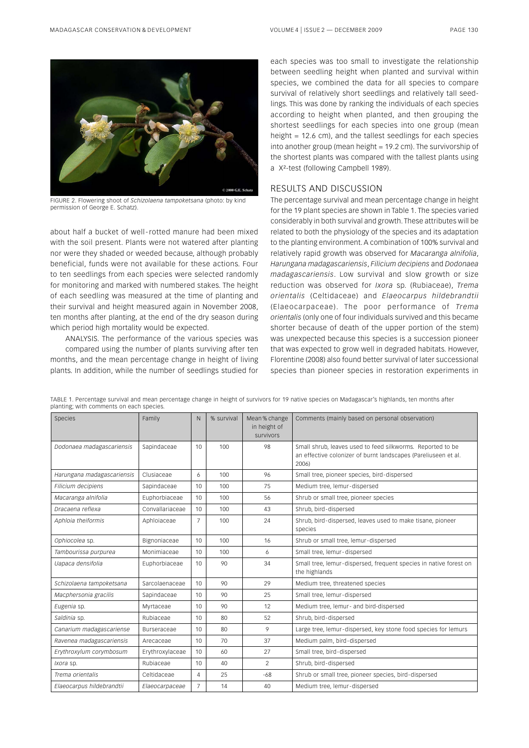FIGURE 2. Flowering shoot of *Schizolaena tampoketsana* (photo: by kind permission of George E. Schatz).

about half a bucket of well-rotted manure had been mixed with the soil present. Plants were not watered after planting nor were they shaded or weeded because, although probably beneficial, funds were not available for these actions. Four to ten seedlings from each species were selected randomly for monitoring and marked with numbered stakes. The height of each seedling was measured at the time of planting and their survival and height measured again in November 2008, ten months after planting, at the end of the dry season during which period high mortality would be expected.

ANALYSIS. The performance of the various species was compared using the number of plants surviving after ten months, and the mean percentage change in height of living plants. In addition, while the number of seedlings studied for each species was too small to investigate the relationship between seedling height when planted and survival within species, we combined the data for all species to compare survival of relatively short seedlings and relatively tall seedlings. This was done by ranking the individuals of each species according to height when planted, and then grouping the shortest seedlings for each species into one group (mean height = 12.6 cm), and the tallest seedlings for each species into another group (mean height = 19.2 cm). The survivorship of the shortest plants was compared with the tallest plants using a $X^2$-test (following Campbell 1989).

## RESULTS AND DISCUSSION

The percentage survival and mean percentage change in height for the 19 plant species are shown in Table 1. The species varied considerably in both survival and growth. These attributes will be related to both the physiology of the species and its adaptation to the planting environment. A combination of 100% survival and relatively rapid growth was observed for *Macaranga alnifolia*, *Harungana madagascariensis*, *Filicium decipiens* and *Dodonaea madagascariensis*. Low survival and slow growth or size reduction was observed for *Ixora* sp. (Rubiaceae), *Trema orientalis* (Celtidaceae) and *Elaeocarpus hildebrandtii* (Elaeocarpaceae). The poor performance of *Trema orientalis* (only one of four individuals survived and this became shorter because of death of the upper portion of the stem) was unexpected because this species is a succession pioneer that was expected to grow well in degraded habitats. However, Florentine (2008) also found better survival of later successional species than pioneer species in restoration experiments in

TABLE 1. Percentage survival and mean percentage change in height of survivors for 19 native species on Madagascar's highlands, ten months after planting; with comments on each species.

| Species | Family | N | % survival | Mean % change in height of survivors | Comments (mainly based on personal observation) |
|---|---|---|---|---|---|
| *Dodonaea madagascariensis* | Sapindaceae | 10 | 100 | 98 | Small shrub, leaves used to feed silkworms. Reported to be an effective colonizer of burnt landscapes (Pareliuseen et al. 2006) |
| *Harungana madagascariensis* | Clusiaceae | 6 | 100 | 96 | Small tree, pioneer species, bird-dispersed |
| *Filicium decipiens* | Sapindaceae | 10 | 100 | 75 | Medium tree, lemur-dispersed |
| *Macaranga alnifolia* | Euphorbiaceae | 10 | 100 | 56 | Shrub or small tree, pioneer species |
| *Dracaena reflexa* | Convallariaceae | 10 | 100 | 43 | Shrub, bird-dispersed |
| *Aphloia theiformis* | Aphloiaceae | 7 | 100 | 24 | Shrub, bird-dispersed, leaves used to make tisane, pioneer species |
| *Ophiocolea* sp. | Bignoniaceae | 10 | 100 | 16 | Shrub or small tree, lemur-dispersed |
| *Tambourissa purpurea* | Monimiaceae | 10 | 100 | 6 | Small tree, lemur-dispersed |
| *Uapaca densifolia* | Euphorbiaceae | 10 | 90 | 34 | Small tree, lemur-dispersed, frequent species in native forest on the highlands |
| *Schizolaena tampoketsana* | Sarcolaenaceae | 10 | 90 | 29 | Medium tree, threatened species |
| *Macphersonia gracilis* | Sapindaceae | 10 | 90 | 25 | Small tree, lemur-dispersed |
| *Eugenia* sp. | Myrtaceae | 10 | 90 | 12 | Medium tree, lemur- and bird-dispersed |
| *Saldinia* sp. | Rubiaceae | 10 | 80 | 52 | Shrub, bird-dispersed |
| *Canarium madagascariense* | Burseraceae | 10 | 80 | 9 | Large tree, lemur-dispersed, key stone food species for lemurs |
| *Ravenea madagascariensis* | Arecaceae | 10 | 70 | 37 | Medium palm, bird-dispersed |
| *Erythroxylum corymbosum* | Erythroxylaceae | 10 | 60 | 27 | Small tree, bird-dispersed |
| *Ixora* sp. | Rubiaceae | 10 | 40 | 2 | Shrub, bird-dispersed |
| *Trema orientalis* | Celtidaceae | 4 | 25 | -68 | Shrub or small tree, pioneer species, bird-dispersed |
| *Elaeocarpus hildebrandtii* | *Elaeocarpaceae* | 7 | 14 | 40 | Medium tree, lemur-dispersed |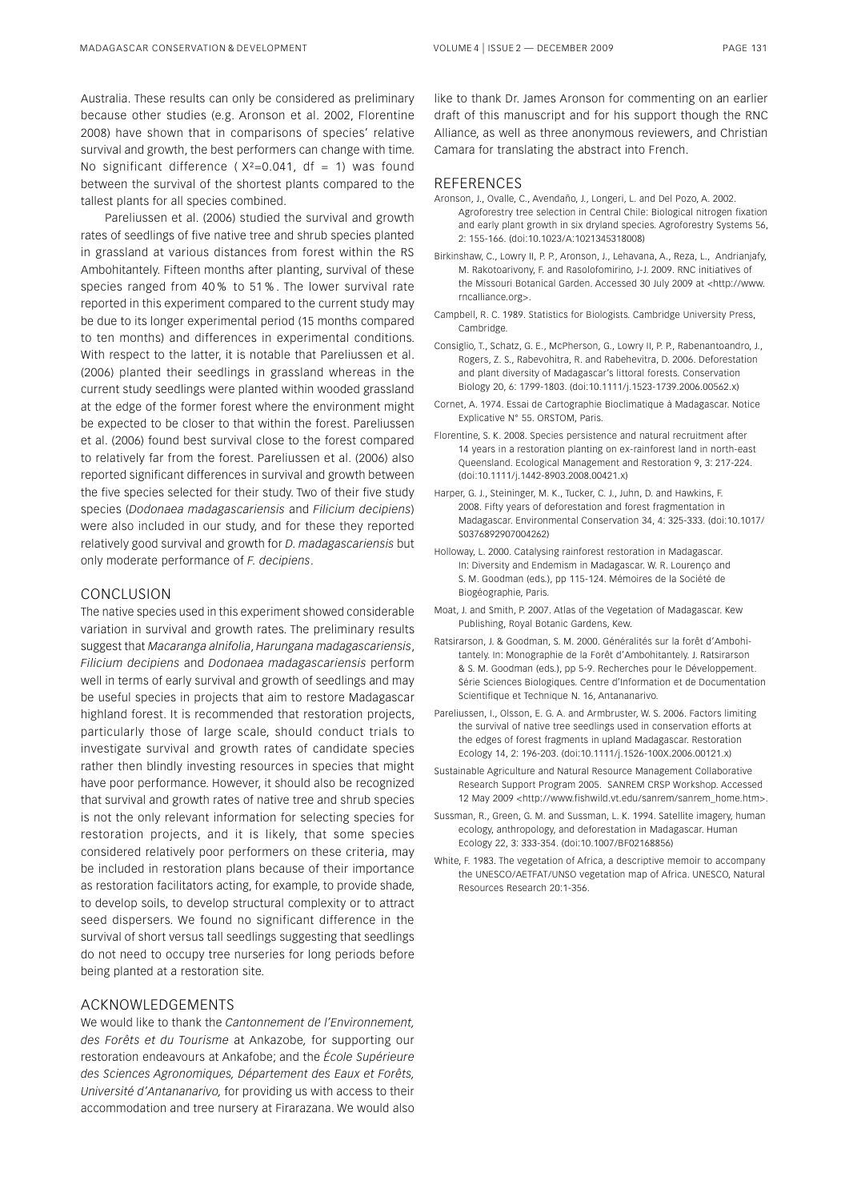Australia. These results can only be considered as preliminary because other studies (e.g. Aronson et al. 2002, Florentine 2008) have shown that in comparisons of species' relative survival and growth, the best performers can change with time. No significant difference ( $X^2=0.041$, df = 1) was found between the survival of the shortest plants compared to the tallest plants for all species combined.

Pareliussen et al. (2006) studied the survival and growth rates of seedlings of five native tree and shrub species planted in grassland at various distances from forest within the RS Ambohitantely. Fifteen months after planting, survival of these species ranged from 40 % to 51 %. The lower survival rate reported in this experiment compared to the current study may be due to its longer experimental period (15 months compared to ten months) and differences in experimental conditions. With respect to the latter, it is notable that Pareliussen et al. (2006) planted their seedlings in grassland whereas in the current study seedlings were planted within wooded grassland at the edge of the former forest where the environment might be expected to be closer to that within the forest. Pareliussen et al. (2006) found best survival close to the forest compared to relatively far from the forest. Pareliussen et al. (2006) also reported significant differences in survival and growth between the five species selected for their study. Two of their five study species (*Dodonaea madagascariensis* and *Filicium decipiens*) were also included in our study, and for these they reported relatively good survival and growth for *D. madagascariensis* but only moderate performance of *F. decipiens*.

## CONCLUSION

The native species used in this experiment showed considerable variation in survival and growth rates. The preliminary results suggest that *Macaranga alnifolia*, *Harungana madagascariensis*, *Filicium decipiens* and *Dodonaea madagascariensis* perform well in terms of early survival and growth of seedlings and may be useful species in projects that aim to restore Madagascar highland forest. It is recommended that restoration projects, particularly those of large scale, should conduct trials to investigate survival and growth rates of candidate species rather then blindly investing resources in species that might have poor performance. However, it should also be recognized that survival and growth rates of native tree and shrub species is not the only relevant information for selecting species for restoration projects, and it is likely, that some species considered relatively poor performers on these criteria, may be included in restoration plans because of their importance as restoration facilitators acting, for example, to provide shade, to develop soils, to develop structural complexity or to attract seed dispersers. We found no significant difference in the survival of short versus tall seedlings suggesting that seedlings do not need to occupy tree nurseries for long periods before being planted at a restoration site.

## ACKNOWLEDGEMENTS

We would like to thank the *Cantonnement de l'Environnement, des Forêts et du Tourisme* at Ankazobe, for supporting our restoration endeavours at Ankafobe; and the *École Supérieure des Sciences Agronomiques, Département des Eaux et Forêts, Université d'Antananarivo,* for providing us with access to their accommodation and tree nursery at Firarazana. We would also like to thank Dr. James Aronson for commenting on an earlier draft of this manuscript and for his support though the RNC Alliance, as well as three anonymous reviewers, and Christian Camara for translating the abstract into French.

## REFERENCES

Aronson, J., Ovalle, C., Avendaño, J., Longeri, L. and Del Pozo, A. 2002. Agroforestry tree selection in Central Chile: Biological nitrogen fixation and early plant growth in six dryland species. Agroforestry Systems 56, 2: 155-166. (doi:10.1023/A:1021345318008)

Birkinshaw, C., Lowry II, P. P., Aronson, J., Lehavana, A., Reza, L., Andrianjafy, M. Rakotoarivony, F. and Rasolofomirino, J-J. 2009. RNC initiatives of the Missouri Botanical Garden. Accessed 30 July 2009 at <http://www.rncalliance.org>.

Campbell, R. C. 1989. Statistics for Biologists. Cambridge University Press, Cambridge.

Consiglio, T., Schatz, G. E., McPherson, G., Lowry II, P. P., Rabenantoandro, J., Rogers, Z. S., Rabevohitra, R. and Rabehevitra, D. 2006. Deforestation and plant diversity of Madagascar's littoral forests. Conservation Biology 20, 6: 1799-1803. (doi:10.1111/j.1523-1739.2006.00562.x)

Cornet, A. 1974. Essai de Cartographie Bioclimatique à Madagascar. Notice Explicative N° 55. ORSTOM, Paris.

Florentine, S. K. 2008. Species persistence and natural recruitment after 14 years in a restoration planting on ex-rainforest land in north-east Queensland. Ecological Management and Restoration 9, 3: 217-224. (doi:10.1111/j.1442-8903.2008.00421.x)

Harper, G. J., Steininger, M. K., Tucker, C. J., Juhn, D. and Hawkins, F. 2008. Fifty years of deforestation and forest fragmentation in Madagascar. Environmental Conservation 34, 4: 325-333. (doi:10.1017/S0376892907004262)

Holloway, L. 2000. Catalysing rainforest restoration in Madagascar. In: Diversity and Endemism in Madagascar. W. R. Lourenço and S. M. Goodman (eds.), pp 115-124. Mémoires de la Société de Biogéographie, Paris.

Moat, J. and Smith, P. 2007. Atlas of the Vegetation of Madagascar. Kew Publishing, Royal Botanic Gardens, Kew.

Ratsirarson, J. & Goodman, S. M. 2000. Généralités sur la forêt d'Ambohitantely. In: Monographie de la Forêt d'Ambohitantely. J. Ratsirarson & S. M. Goodman (eds.), pp 5-9. Recherches pour le Développement. Série Sciences Biologiques. Centre d'Information et de Documentation Scientifique et Technique N. 16, Antananarivo.

Pareliussen, I., Olsson, E. G. A. and Armbruster, W. S. 2006. Factors limiting the survival of native tree seedlings used in conservation efforts at the edges of forest fragments in upland Madagascar. Restoration Ecology 14, 2: 196-203. (doi:10.1111/j.1526-100X.2006.00121.x)

Sustainable Agriculture and Natural Resource Management Collaborative Research Support Program 2005. SANREM CRSP Workshop. Accessed 12 May 2009 <http://www.fishwild.vt.edu/sanrem/sanrem_home.htm>.

Sussman, R., Green, G. M. and Sussman, L. K. 1994. Satellite imagery, human ecology, anthropology, and deforestation in Madagascar. Human Ecology 22, 3: 333-354. (doi:10.1007/BF02168856)

White, F. 1983. The vegetation of Africa, a descriptive memoir to accompany the UNESCO/AETFAT/UNSO vegetation map of Africa. UNESCO, Natural Resources Research 20:1-356.